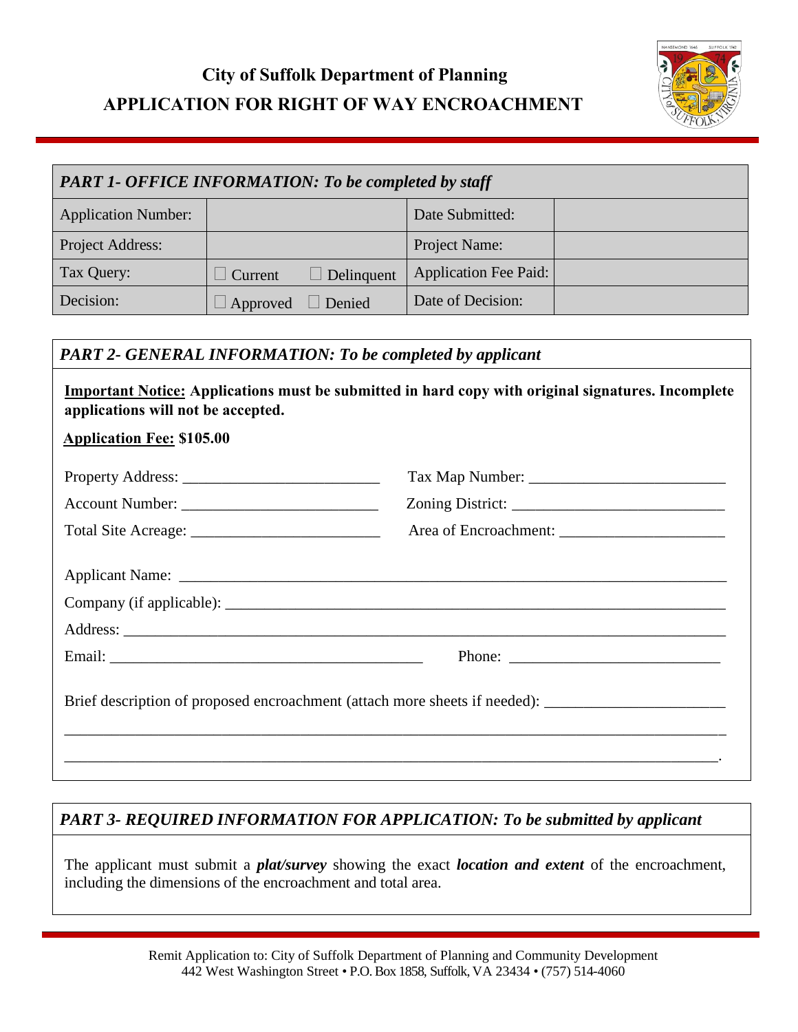# City of Suffolk Department of Planning
# APPLICATION FOR RIGHT OF WAY ENCROACHMENT

| ***PART 1- OFFICE INFORMATION: To be completed by staff*** | | | |
|---|---|---|---|
| Application Number: | | Date Submitted: | |
| Project Address: | | Project Name: | |
| Tax Query: | ☐ Current ☐ Delinquent | Application Fee Paid: | |
| Decision: | ☐ Approved ☐ Denied | Date of Decision: | |

## *PART 2- GENERAL INFORMATION: To be completed by applicant*

**<u>Important Notice:</u> Applications must be submitted in hard copy with original signatures. Incomplete applications will not be accepted.**

**<u>Application Fee:</u> $105.00**

Property Address: __________________________ Tax Map Number: __________________________

Account Number: __________________________ Zoning District: __________________________

Total Site Acreage: __________________________ Area of Encroachment: ______________________

Applicant Name: ______________________________________________________________________

Company (if applicable): _______________________________________________________________

Address: ____________________________________________________________________________

Email: __________________________________________ Phone: ____________________________

Brief description of proposed encroachment (attach more sheets if needed): _______________________

____________________________________________________________________________________

____________________________________________________________________________________.

## *PART 3- REQUIRED INFORMATION FOR APPLICATION: To be submitted by applicant*

The applicant must submit a ***plat/survey*** showing the exact ***location and extent*** of the encroachment, including the dimensions of the encroachment and total area.

Remit Application to: City of Suffolk Department of Planning and Community Development
442 West Washington Street • P.O. Box 1858, Suffolk, VA 23434 • (757) 514-4060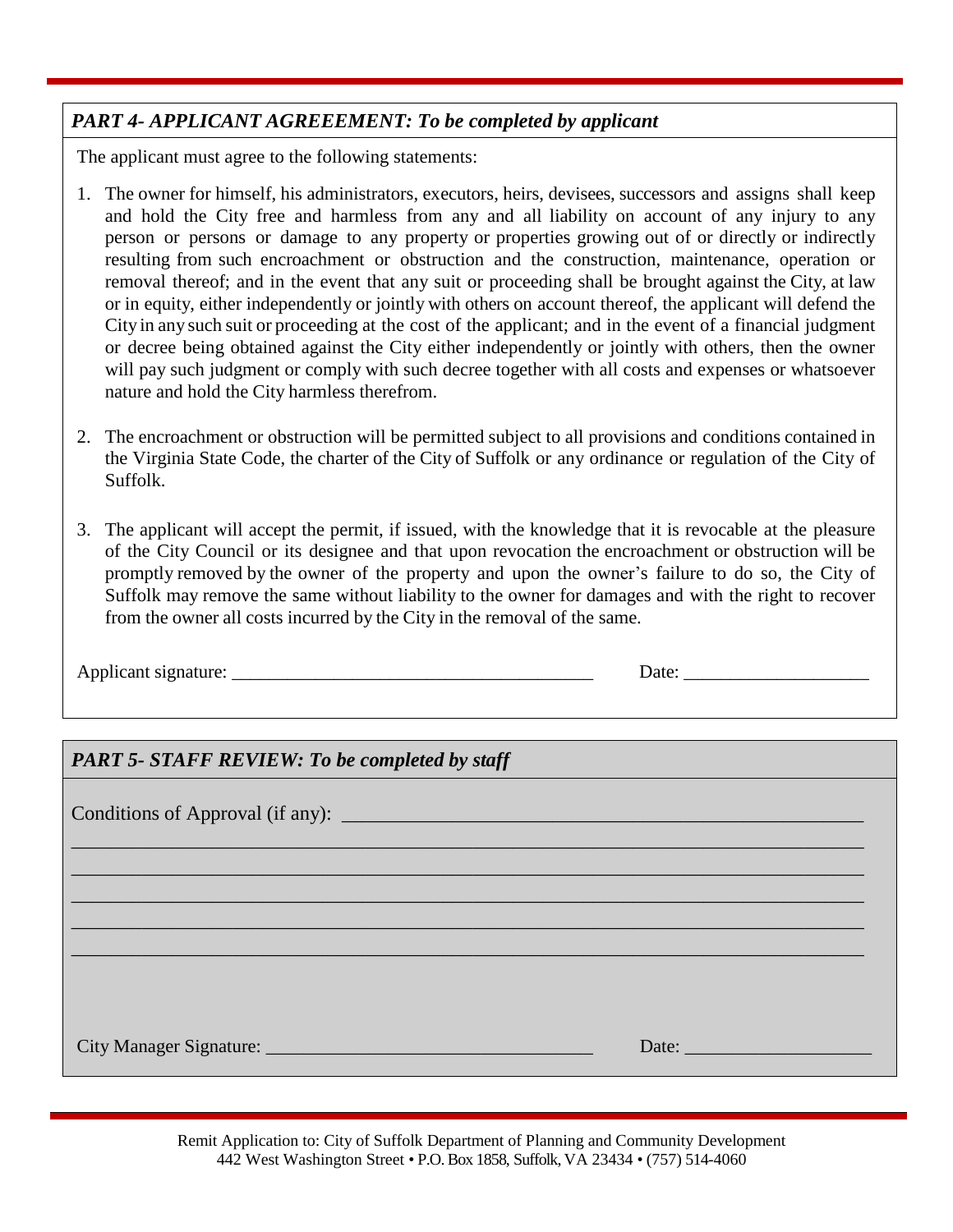### *PART 4- APPLICANT AGREEEMENT: To be completed by applicant*

The applicant must agree to the following statements:

1. The owner for himself, his administrators, executors, heirs, devisees, successors and assigns shall keep and hold the City free and harmless from any and all liability on account of any injury to any person or persons or damage to any property or properties growing out of or directly or indirectly resulting from such encroachment or obstruction and the construction, maintenance, operation or removal thereof; and in the event that any suit or proceeding shall be brought against the City, at law or in equity, either independently or jointly with others on account thereof, the applicant will defend the City in any such suit or proceeding at the cost of the applicant; and in the event of a financial judgment or decree being obtained against the City either independently or jointly with others, then the owner will pay such judgment or comply with such decree together with all costs and expenses or whatsoever nature and hold the City harmless therefrom.

2. The encroachment or obstruction will be permitted subject to all provisions and conditions contained in the Virginia State Code, the charter of the City of Suffolk or any ordinance or regulation of the City of Suffolk.

3. The applicant will accept the permit, if issued, with the knowledge that it is revocable at the pleasure of the City Council or its designee and that upon revocation the encroachment or obstruction will be promptly removed by the owner of the property and upon the owner's failure to do so, the City of Suffolk may remove the same without liability to the owner for damages and with the right to recover from the owner all costs incurred by the City in the removal of the same.

Applicant signature: ______________________________________ Date: ___________________

### *PART 5- STAFF REVIEW: To be completed by staff*

Conditions of Approval (if any): ______________________________________________
___________________________________________________________________________
___________________________________________________________________________
___________________________________________________________________________
___________________________________________________________________________
___________________________________________________________________________

City Manager Signature: __________________________________ Date: ___________________

Remit Application to: City of Suffolk Department of Planning and Community Development
442 West Washington Street • P.O. Box 1858, Suffolk, VA 23434 • (757) 514-4060